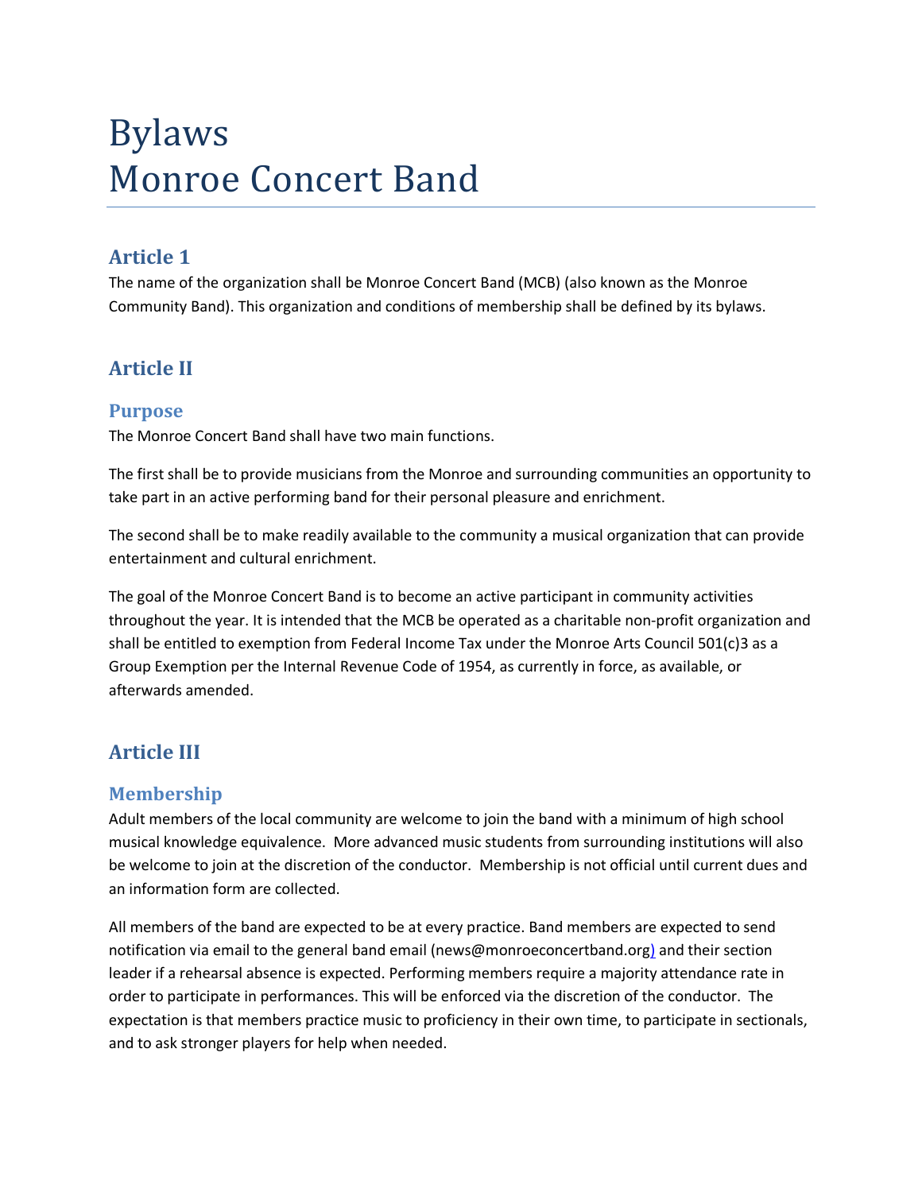# Bylaws
# Monroe Concert Band

## Article 1

The name of the organization shall be Monroe Concert Band (MCB) (also known as the Monroe Community Band). This organization and conditions of membership shall be defined by its bylaws.

## Article II

### Purpose

The Monroe Concert Band shall have two main functions.

The first shall be to provide musicians from the Monroe and surrounding communities an opportunity to take part in an active performing band for their personal pleasure and enrichment.

The second shall be to make readily available to the community a musical organization that can provide entertainment and cultural enrichment.

The goal of the Monroe Concert Band is to become an active participant in community activities throughout the year. It is intended that the MCB be operated as a charitable non-profit organization and shall be entitled to exemption from Federal Income Tax under the Monroe Arts Council 501(c)3 as a Group Exemption per the Internal Revenue Code of 1954, as currently in force, as available, or afterwards amended.

## Article III

### Membership

Adult members of the local community are welcome to join the band with a minimum of high school musical knowledge equivalence. More advanced music students from surrounding institutions will also be welcome to join at the discretion of the conductor. Membership is not official until current dues and an information form are collected.

All members of the band are expected to be at every practice. Band members are expected to send notification via email to the general band email (news@monroeconcertband.org) and their section leader if a rehearsal absence is expected. Performing members require a majority attendance rate in order to participate in performances. This will be enforced via the discretion of the conductor. The expectation is that members practice music to proficiency in their own time, to participate in sectionals, and to ask stronger players for help when needed.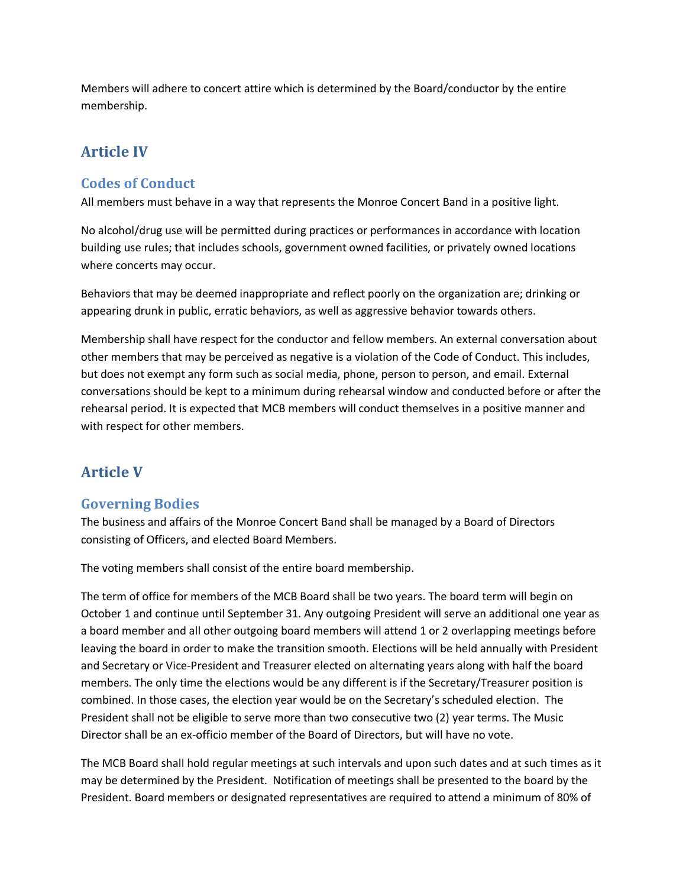Members will adhere to concert attire which is determined by the Board/conductor by the entire membership.

## Article IV

### Codes of Conduct

All members must behave in a way that represents the Monroe Concert Band in a positive light.

No alcohol/drug use will be permitted during practices or performances in accordance with location building use rules; that includes schools, government owned facilities, or privately owned locations where concerts may occur.

Behaviors that may be deemed inappropriate and reflect poorly on the organization are; drinking or appearing drunk in public, erratic behaviors, as well as aggressive behavior towards others.

Membership shall have respect for the conductor and fellow members. An external conversation about other members that may be perceived as negative is a violation of the Code of Conduct. This includes, but does not exempt any form such as social media, phone, person to person, and email. External conversations should be kept to a minimum during rehearsal window and conducted before or after the rehearsal period. It is expected that MCB members will conduct themselves in a positive manner and with respect for other members.

## Article V

### Governing Bodies

The business and affairs of the Monroe Concert Band shall be managed by a Board of Directors consisting of Officers, and elected Board Members.

The voting members shall consist of the entire board membership.

The term of office for members of the MCB Board shall be two years. The board term will begin on October 1 and continue until September 31. Any outgoing President will serve an additional one year as a board member and all other outgoing board members will attend 1 or 2 overlapping meetings before leaving the board in order to make the transition smooth. Elections will be held annually with President and Secretary or Vice-President and Treasurer elected on alternating years along with half the board members. The only time the elections would be any different is if the Secretary/Treasurer position is combined. In those cases, the election year would be on the Secretary's scheduled election. The President shall not be eligible to serve more than two consecutive two (2) year terms. The Music Director shall be an ex-officio member of the Board of Directors, but will have no vote.

The MCB Board shall hold regular meetings at such intervals and upon such dates and at such times as it may be determined by the President. Notification of meetings shall be presented to the board by the President. Board members or designated representatives are required to attend a minimum of 80% of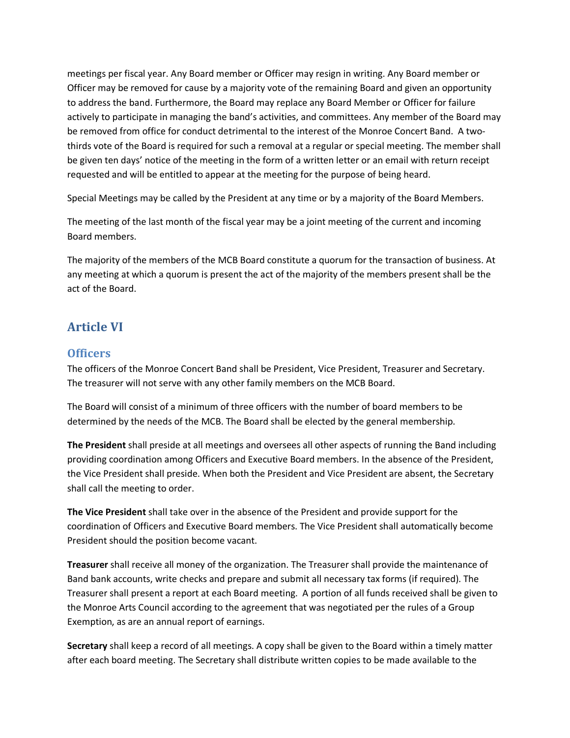meetings per fiscal year. Any Board member or Officer may resign in writing. Any Board member or Officer may be removed for cause by a majority vote of the remaining Board and given an opportunity to address the band. Furthermore, the Board may replace any Board Member or Officer for failure actively to participate in managing the band's activities, and committees. Any member of the Board may be removed from office for conduct detrimental to the interest of the Monroe Concert Band. A two-thirds vote of the Board is required for such a removal at a regular or special meeting. The member shall be given ten days' notice of the meeting in the form of a written letter or an email with return receipt requested and will be entitled to appear at the meeting for the purpose of being heard.

Special Meetings may be called by the President at any time or by a majority of the Board Members.

The meeting of the last month of the fiscal year may be a joint meeting of the current and incoming Board members.

The majority of the members of the MCB Board constitute a quorum for the transaction of business. At any meeting at which a quorum is present the act of the majority of the members present shall be the act of the Board.

# Article VI

## Officers

The officers of the Monroe Concert Band shall be President, Vice President, Treasurer and Secretary. The treasurer will not serve with any other family members on the MCB Board.

The Board will consist of a minimum of three officers with the number of board members to be determined by the needs of the MCB. The Board shall be elected by the general membership.

**The President** shall preside at all meetings and oversees all other aspects of running the Band including providing coordination among Officers and Executive Board members. In the absence of the President, the Vice President shall preside. When both the President and Vice President are absent, the Secretary shall call the meeting to order.

**The Vice President** shall take over in the absence of the President and provide support for the coordination of Officers and Executive Board members. The Vice President shall automatically become President should the position become vacant.

**Treasurer** shall receive all money of the organization. The Treasurer shall provide the maintenance of Band bank accounts, write checks and prepare and submit all necessary tax forms (if required). The Treasurer shall present a report at each Board meeting. A portion of all funds received shall be given to the Monroe Arts Council according to the agreement that was negotiated per the rules of a Group Exemption, as are an annual report of earnings.

**Secretary** shall keep a record of all meetings. A copy shall be given to the Board within a timely matter after each board meeting. The Secretary shall distribute written copies to be made available to the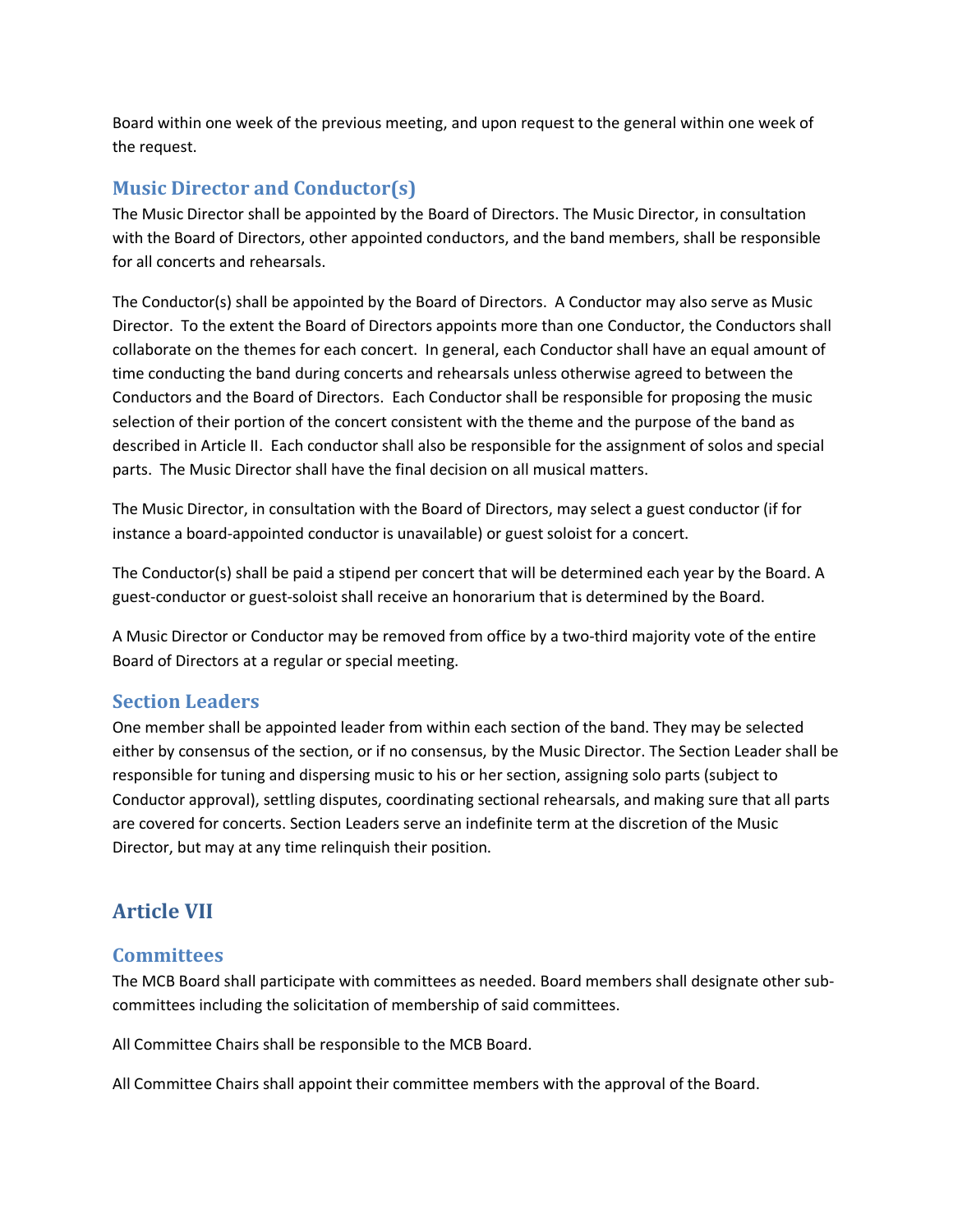Board within one week of the previous meeting, and upon request to the general within one week of the request.

### Music Director and Conductor(s)

The Music Director shall be appointed by the Board of Directors. The Music Director, in consultation with the Board of Directors, other appointed conductors, and the band members, shall be responsible for all concerts and rehearsals.

The Conductor(s) shall be appointed by the Board of Directors. A Conductor may also serve as Music Director. To the extent the Board of Directors appoints more than one Conductor, the Conductors shall collaborate on the themes for each concert. In general, each Conductor shall have an equal amount of time conducting the band during concerts and rehearsals unless otherwise agreed to between the Conductors and the Board of Directors. Each Conductor shall be responsible for proposing the music selection of their portion of the concert consistent with the theme and the purpose of the band as described in Article II. Each conductor shall also be responsible for the assignment of solos and special parts. The Music Director shall have the final decision on all musical matters.

The Music Director, in consultation with the Board of Directors, may select a guest conductor (if for instance a board-appointed conductor is unavailable) or guest soloist for a concert.

The Conductor(s) shall be paid a stipend per concert that will be determined each year by the Board. A guest-conductor or guest-soloist shall receive an honorarium that is determined by the Board.

A Music Director or Conductor may be removed from office by a two-third majority vote of the entire Board of Directors at a regular or special meeting.

### Section Leaders

One member shall be appointed leader from within each section of the band. They may be selected either by consensus of the section, or if no consensus, by the Music Director. The Section Leader shall be responsible for tuning and dispersing music to his or her section, assigning solo parts (subject to Conductor approval), settling disputes, coordinating sectional rehearsals, and making sure that all parts are covered for concerts. Section Leaders serve an indefinite term at the discretion of the Music Director, but may at any time relinquish their position.

## Article VII

### Committees

The MCB Board shall participate with committees as needed. Board members shall designate other sub-committees including the solicitation of membership of said committees.

All Committee Chairs shall be responsible to the MCB Board.

All Committee Chairs shall appoint their committee members with the approval of the Board.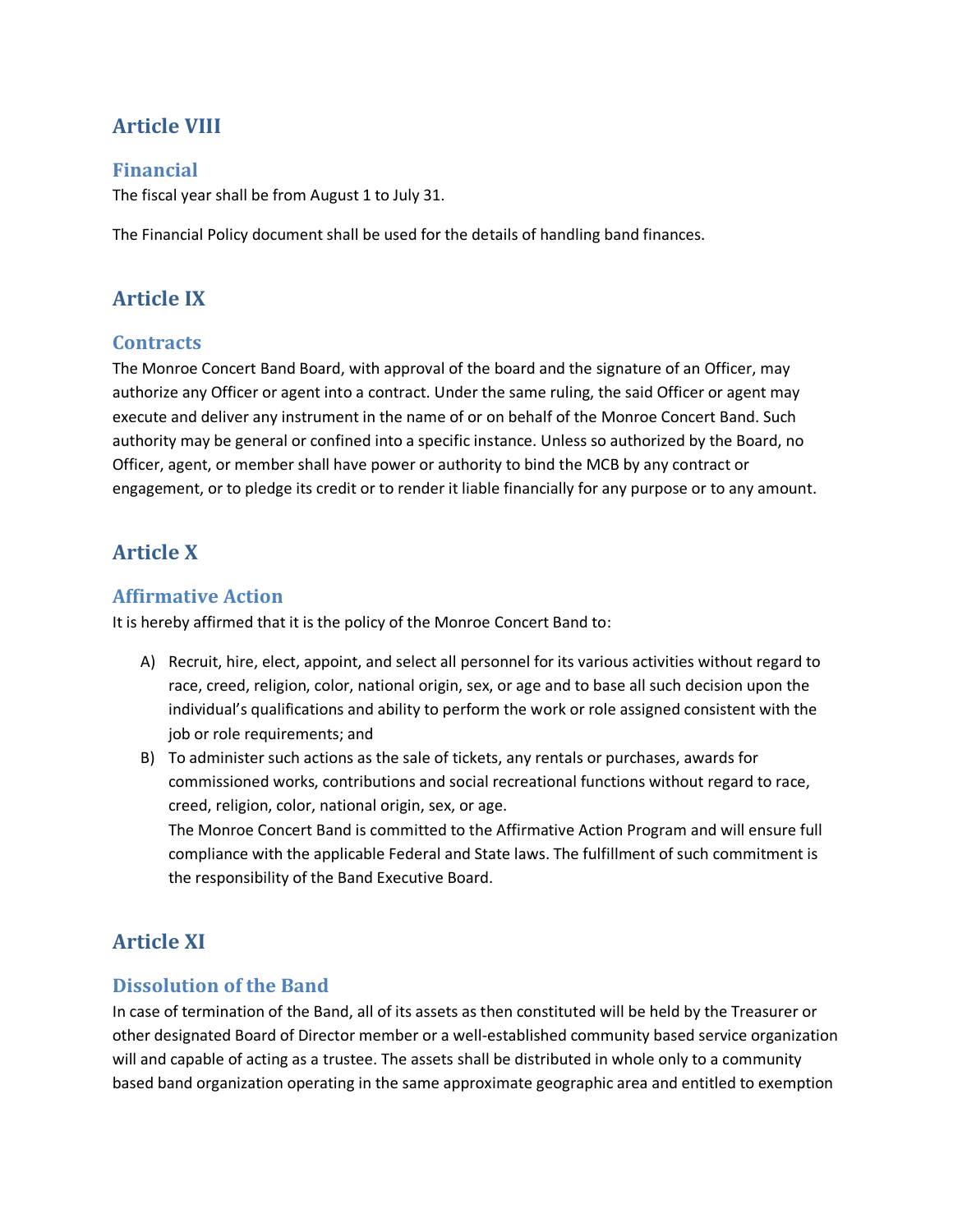## Article VIII

### Financial

The fiscal year shall be from August 1 to July 31.

The Financial Policy document shall be used for the details of handling band finances.

## Article IX

### Contracts

The Monroe Concert Band Board, with approval of the board and the signature of an Officer, may authorize any Officer or agent into a contract. Under the same ruling, the said Officer or agent may execute and deliver any instrument in the name of or on behalf of the Monroe Concert Band. Such authority may be general or confined into a specific instance. Unless so authorized by the Board, no Officer, agent, or member shall have power or authority to bind the MCB by any contract or engagement, or to pledge its credit or to render it liable financially for any purpose or to any amount.

## Article X

### Affirmative Action

It is hereby affirmed that it is the policy of the Monroe Concert Band to:

A) Recruit, hire, elect, appoint, and select all personnel for its various activities without regard to race, creed, religion, color, national origin, sex, or age and to base all such decision upon the individual's qualifications and ability to perform the work or role assigned consistent with the job or role requirements; and

B) To administer such actions as the sale of tickets, any rentals or purchases, awards for commissioned works, contributions and social recreational functions without regard to race, creed, religion, color, national origin, sex, or age.
The Monroe Concert Band is committed to the Affirmative Action Program and will ensure full compliance with the applicable Federal and State laws. The fulfillment of such commitment is the responsibility of the Band Executive Board.

## Article XI

### Dissolution of the Band

In case of termination of the Band, all of its assets as then constituted will be held by the Treasurer or other designated Board of Director member or a well-established community based service organization will and capable of acting as a trustee. The assets shall be distributed in whole only to a community based band organization operating in the same approximate geographic area and entitled to exemption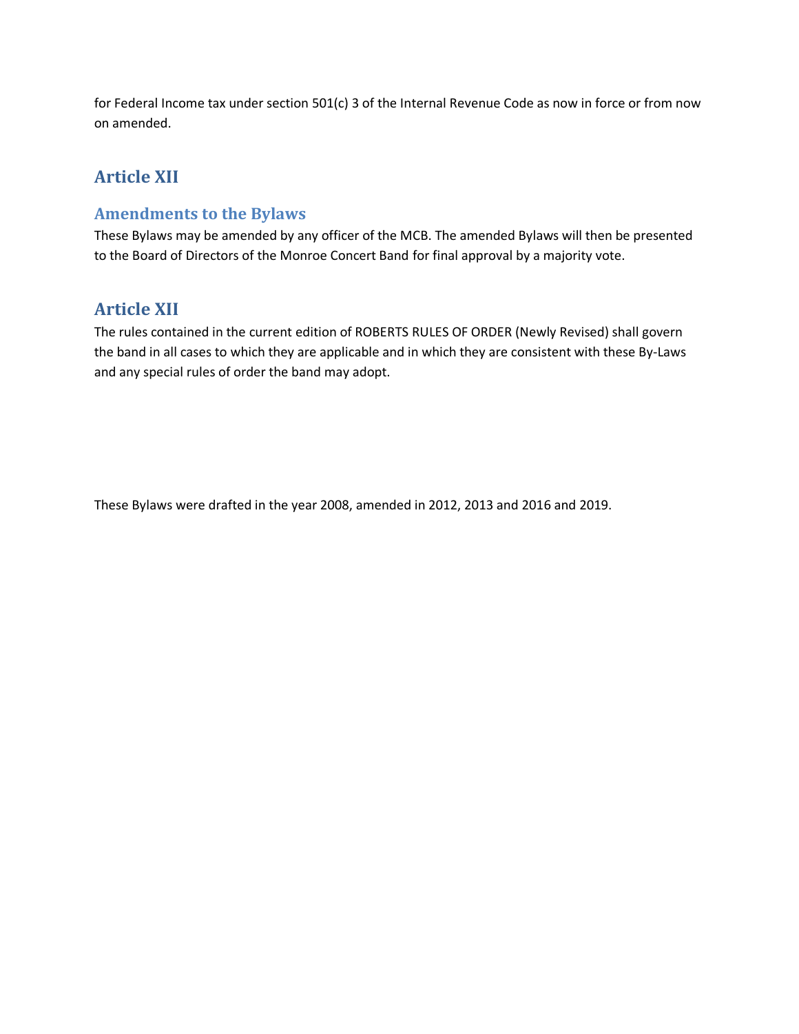for Federal Income tax under section 501(c) 3 of the Internal Revenue Code as now in force or from now on amended.

## Article XII

### Amendments to the Bylaws

These Bylaws may be amended by any officer of the MCB. The amended Bylaws will then be presented to the Board of Directors of the Monroe Concert Band for final approval by a majority vote.

## Article XII

The rules contained in the current edition of ROBERTS RULES OF ORDER (Newly Revised) shall govern the band in all cases to which they are applicable and in which they are consistent with these By-Laws and any special rules of order the band may adopt.

These Bylaws were drafted in the year 2008, amended in 2012, 2013 and 2016 and 2019.